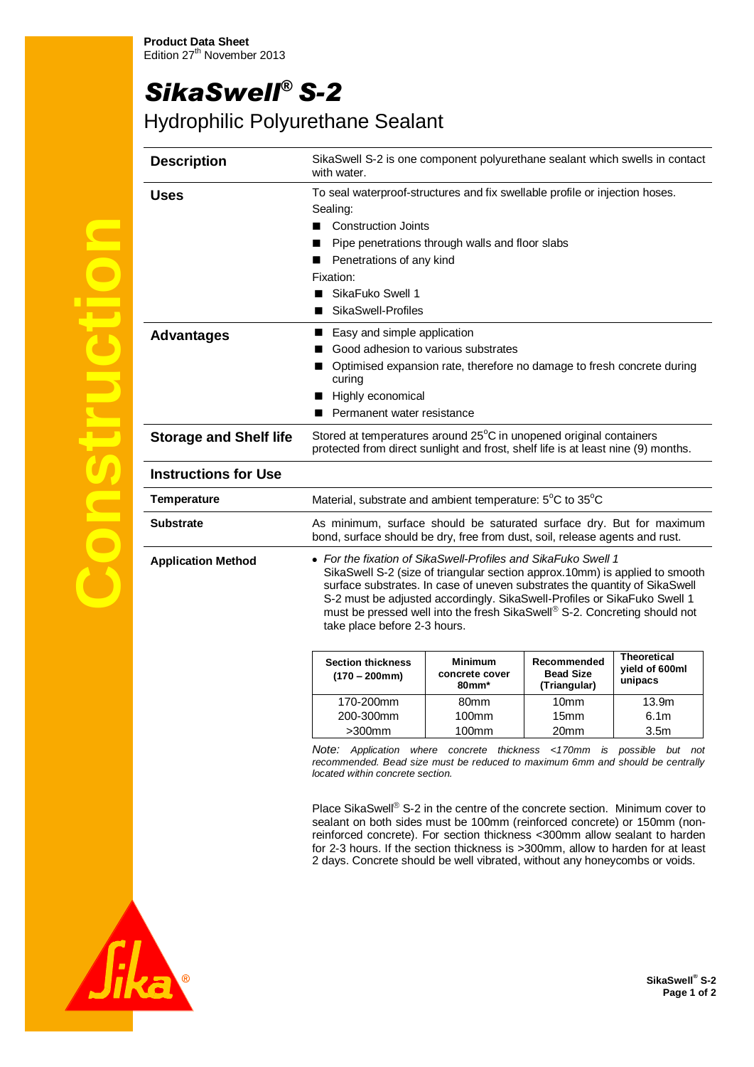**Product Data Sheet**
Edition 27th November 2013

# *SikaSwell® S-2*

## Hydrophilic Polyurethane Sealant

### Description

SikaSwell S-2 is one component polyurethane sealant which swells in contact with water.

### Uses

To seal waterproof-structures and fix swellable profile or injection hoses.

Sealing:

- Construction Joints
- Pipe penetrations through walls and floor slabs
- Penetrations of any kind

Fixation:

- SikaFuko Swell 1
- SikaSwell-Profiles

### Advantages

- Easy and simple application
- Good adhesion to various substrates
- Optimised expansion rate, therefore no damage to fresh concrete during curing
- Highly economical
- Permanent water resistance

### Storage and Shelf life

Stored at temperatures around 25°C in unopened original containers protected from direct sunlight and frost, shelf life is at least nine (9) months.

## Instructions for Use

### Temperature

Material, substrate and ambient temperature: 5°C to 35°C

### Substrate

As minimum, surface should be saturated surface dry. But for maximum bond, surface should be dry, free from dust, soil, release agents and rust.

### Application Method

- *For the fixation of SikaSwell-Profiles and SikaFuko Swell 1*
  SikaSwell S-2 (size of triangular section approx.10mm) is applied to smooth surface substrates. In case of uneven substrates the quantity of SikaSwell S-2 must be adjusted accordingly. SikaSwell-Profiles or SikaFuko Swell 1 must be pressed well into the fresh SikaSwell® S-2. Concreting should not take place before 2-3 hours.

| Section thickness (170 – 200mm) | Minimum concrete cover 80mm* | Recommended Bead Size (Triangular) | Theoretical yield of 600ml unipacs |
|---|---|---|---|
| 170-200mm | 80mm | 10mm | 13.9m |
| 200-300mm | 100mm | 15mm | 6.1m |
| >300mm | 100mm | 20mm | 3.5m |

*Note: Application where concrete thickness <170mm is possible but not recommended. Bead size must be reduced to maximum 6mm and should be centrally located within concrete section.*

Place SikaSwell® S-2 in the centre of the concrete section. Minimum cover to sealant on both sides must be 100mm (reinforced concrete) or 150mm (non-reinforced concrete). For section thickness <300mm allow sealant to harden for 2-3 hours. If the section thickness is >300mm, allow to harden for at least 2 days. Concrete should be well vibrated, without any honeycombs or voids.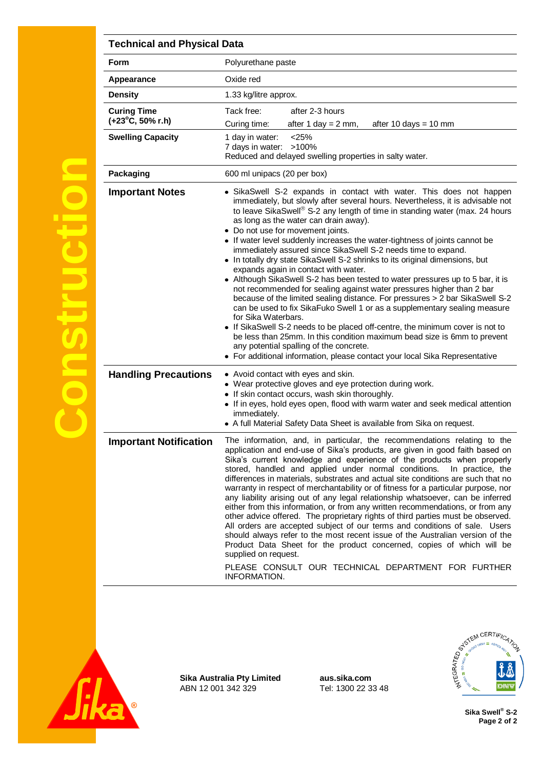## Technical and Physical Data

| | |
|---|---|
| **Form** | Polyurethane paste |
| **Appearance** | Oxide red |
| **Density** | 1.33 kg/litre approx. |
| **Curing Time (+23°C, 50% r.h)** | Tack free: after 2-3 hours<br>Curing time: after 1 day = 2 mm, after 10 days = 10 mm |
| **Swelling Capacity** | 1 day in water: <25%<br>7 days in water: >100%<br>Reduced and delayed swelling properties in salty water. |
| **Packaging** | 600 ml unipacs (20 per box) |

## Important Notes

- SikaSwell S-2 expands in contact with water. This does not happen immediately, but slowly after several hours. Nevertheless, it is advisable not to leave SikaSwell® S-2 any length of time in standing water (max. 24 hours as long as the water can drain away).
- Do not use for movement joints.
- If water level suddenly increases the water-tightness of joints cannot be immediately assured since SikaSwell S-2 needs time to expand.
- In totally dry state SikaSwell S-2 shrinks to its original dimensions, but expands again in contact with water.
- Although SikaSwell S-2 has been tested to water pressures up to 5 bar, it is not recommended for sealing against water pressures higher than 2 bar because of the limited sealing distance. For pressures > 2 bar SikaSwell S-2 can be used to fix SikaFuko Swell 1 or as a supplementary sealing measure for Sika Waterbars.
- If SikaSwell S-2 needs to be placed off-centre, the minimum cover is not to be less than 25mm. In this condition maximum bead size is 6mm to prevent any potential spalling of the concrete.
- For additional information, please contact your local Sika Representative

## Handling Precautions

- Avoid contact with eyes and skin.
- Wear protective gloves and eye protection during work.
- If skin contact occurs, wash skin thoroughly.
- If in eyes, hold eyes open, flood with warm water and seek medical attention immediately.
- A full Material Safety Data Sheet is available from Sika on request.

## Important Notification

The information, and, in particular, the recommendations relating to the application and end-use of Sika's products, are given in good faith based on Sika's current knowledge and experience of the products when properly stored, handled and applied under normal conditions. In practice, the differences in materials, substrates and actual site conditions are such that no warranty in respect of merchantability or of fitness for a particular purpose, nor any liability arising out of any legal relationship whatsoever, can be inferred either from this information, or from any written recommendations, or from any other advice offered. The proprietary rights of third parties must be observed. All orders are accepted subject of our terms and conditions of sale. Users should always refer to the most recent issue of the Australian version of the Product Data Sheet for the product concerned, copies of which will be supplied on request.

PLEASE CONSULT OUR TECHNICAL DEPARTMENT FOR FURTHER INFORMATION.

**Sika Australia Pty Limited**
ABN 12 001 342 329

**aus.sika.com**
Tel: 1300 22 33 48